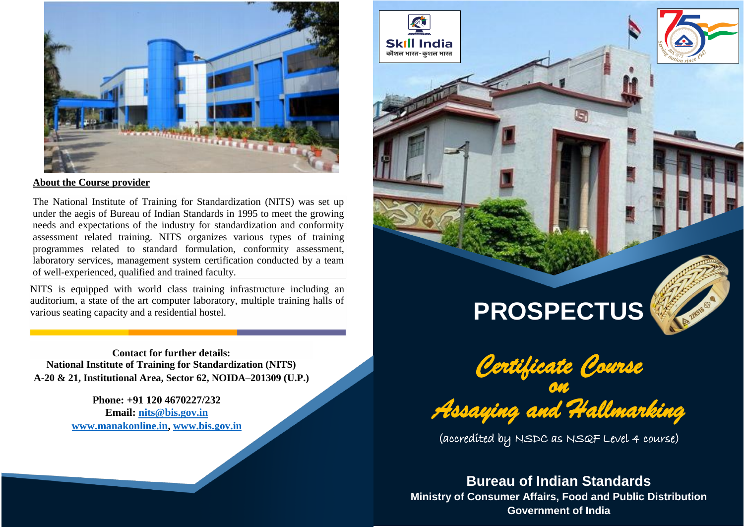## About the Course provider

The National Institute of Training for Standardization (NITS) was set up under the aegis of Bureau of Indian Standards in 1995 to meet the growing needs and expectations of the industry for standardization and conformity assessment related training. NITS organizes various types of training programmes related to standard formulation, conformity assessment, laboratory services, management system certification conducted by a team of well-experienced, qualified and trained faculty.

NITS is equipped with world class training infrastructure including an auditorium, a state of the art computer laboratory, multiple training halls of various seating capacity and a residential hostel.

**Contact for further details:**
**National Institute of Training for Standardization (NITS)**
**A-20 & 21, Institutional Area, Sector 62, NOIDA–201309 (U.P.)**

**Phone: +91 120 4670227/232**
**Email: nits@bis.gov.in**
**www.manakonline.in, www.bis.gov.in**

Skill India
कौशल भारत - कुशल भारत

# PROSPECTUS

## *Certificate Course on Assaying and Hallmarking*

(accredited by NSDC as NSQF Level 4 course)

**Bureau of Indian Standards**
**Ministry of Consumer Affairs, Food and Public Distribution**
**Government of India**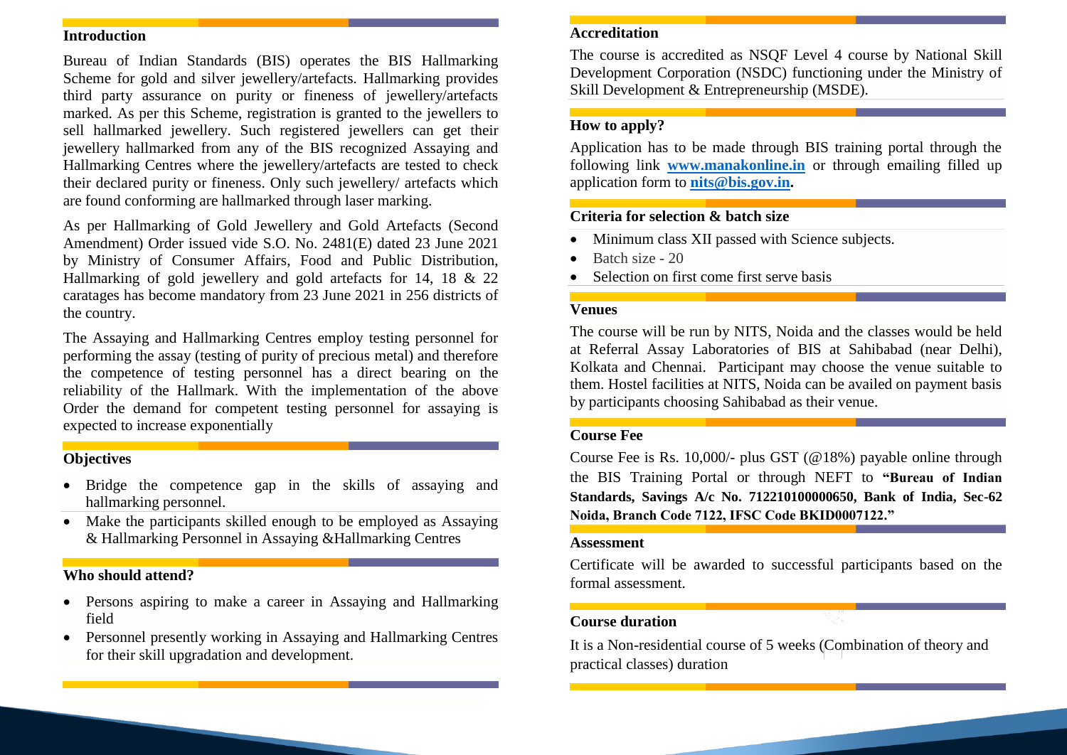## Introduction

Bureau of Indian Standards (BIS) operates the BIS Hallmarking Scheme for gold and silver jewellery/artefacts. Hallmarking provides third party assurance on purity or fineness of jewellery/artefacts marked. As per this Scheme, registration is granted to the jewellers to sell hallmarked jewellery. Such registered jewellers can get their jewellery hallmarked from any of the BIS recognized Assaying and Hallmarking Centres where the jewellery/artefacts are tested to check their declared purity or fineness. Only such jewellery/ artefacts which are found conforming are hallmarked through laser marking.

As per Hallmarking of Gold Jewellery and Gold Artefacts (Second Amendment) Order issued vide S.O. No. 2481(E) dated 23 June 2021 by Ministry of Consumer Affairs, Food and Public Distribution, Hallmarking of gold jewellery and gold artefacts for 14, 18 & 22 caratages has become mandatory from 23 June 2021 in 256 districts of the country.

The Assaying and Hallmarking Centres employ testing personnel for performing the assay (testing of purity of precious metal) and therefore the competence of testing personnel has a direct bearing on the reliability of the Hallmark. With the implementation of the above Order the demand for competent testing personnel for assaying is expected to increase exponentially

## Objectives

- Bridge the competence gap in the skills of assaying and hallmarking personnel.
- Make the participants skilled enough to be employed as Assaying & Hallmarking Personnel in Assaying &Hallmarking Centres

## Who should attend?

- Persons aspiring to make a career in Assaying and Hallmarking field
- Personnel presently working in Assaying and Hallmarking Centres for their skill upgradation and development.

## Accreditation

The course is accredited as NSQF Level 4 course by National Skill Development Corporation (NSDC) functioning under the Ministry of Skill Development & Entrepreneurship (MSDE).

## How to apply?

Application has to be made through BIS training portal through the following link **www.manakonline.in** or through emailing filled up application form to **nits@bis.gov.in**.

## Criteria for selection & batch size

- Minimum class XII passed with Science subjects.
- Batch size - 20
- Selection on first come first serve basis

## Venues

The course will be run by NITS, Noida and the classes would be held at Referral Assay Laboratories of BIS at Sahibabad (near Delhi), Kolkata and Chennai. Participant may choose the venue suitable to them. Hostel facilities at NITS, Noida can be availed on payment basis by participants choosing Sahibabad as their venue.

## Course Fee

Course Fee is Rs. 10,000/- plus GST (@18%) payable online through the BIS Training Portal or through NEFT to **"Bureau of Indian Standards, Savings A/c No. 712210100000650, Bank of India, Sec-62 Noida, Branch Code 7122, IFSC Code BKID0007122."**

## Assessment

Certificate will be awarded to successful participants based on the formal assessment.

## Course duration

It is a Non-residential course of 5 weeks (Combination of theory and practical classes) duration